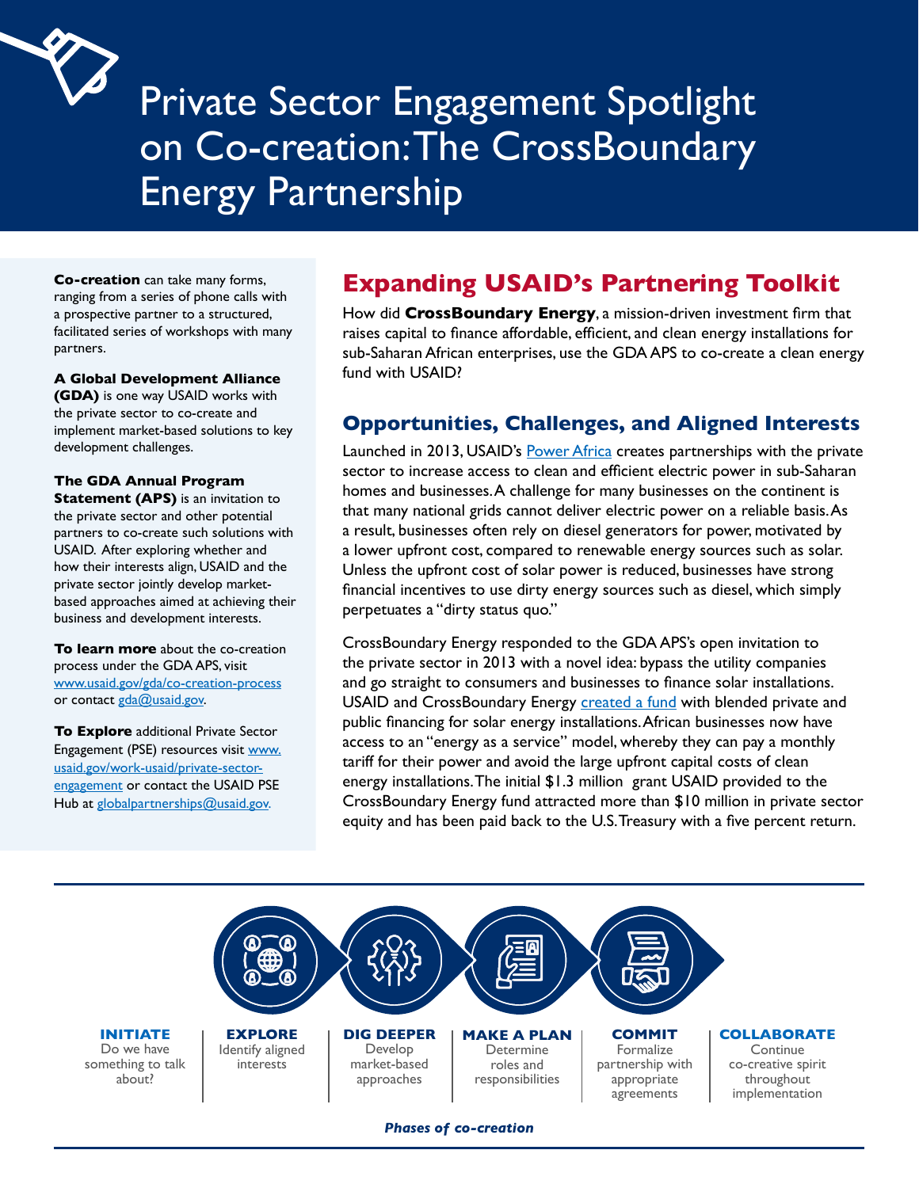# Private Sector Engagement Spotlight on Co-creation: The CrossBoundary Energy Partnership

**Co-creation** can take many forms, ranging from a series of phone calls with a prospective partner to a structured, facilitated series of workshops with many partners.

**A Global Development Alliance (GDA)** is one way USAID works with the private sector to co-create and implement market-based solutions to key development challenges.

**The GDA Annual Program Statement (APS)** is an invitation to the private sector and other potential partners to co-create such solutions with USAID. After exploring whether and how their interests align, USAID and the private sector jointly develop market-based approaches aimed at achieving their business and development interests.

**To learn more** about the co-creation process under the GDA APS, visit www.usaid.gov/gda/co-creation-process or contact gda@usaid.gov.

**To Explore** additional Private Sector Engagement (PSE) resources visit www.usaid.gov/work-usaid/private-sector-engagement or contact the USAID PSE Hub at globalpartnerships@usaid.gov.

## Expanding USAID's Partnering Toolkit

How did **CrossBoundary Energy**, a mission-driven investment firm that raises capital to finance affordable, efficient, and clean energy installations for sub-Saharan African enterprises, use the GDA APS to co-create a clean energy fund with USAID?

### Opportunities, Challenges, and Aligned Interests

Launched in 2013, USAID's Power Africa creates partnerships with the private sector to increase access to clean and efficient electric power in sub-Saharan homes and businesses. A challenge for many businesses on the continent is that many national grids cannot deliver electric power on a reliable basis. As a result, businesses often rely on diesel generators for power, motivated by a lower upfront cost, compared to renewable energy sources such as solar. Unless the upfront cost of solar power is reduced, businesses have strong financial incentives to use dirty energy sources such as diesel, which simply perpetuates a "dirty status quo."

CrossBoundary Energy responded to the GDA APS's open invitation to the private sector in 2013 with a novel idea: bypass the utility companies and go straight to consumers and businesses to finance solar installations. USAID and CrossBoundary Energy created a fund with blended private and public financing for solar energy installations. African businesses now have access to an "energy as a service" model, whereby they can pay a monthly tariff for their power and avoid the large upfront capital costs of clean energy installations. The initial $1.3 million grant USAID provided to the CrossBoundary Energy fund attracted more than $10 million in private sector equity and has been paid back to the U.S. Treasury with a five percent return.

**INITIATE** — Do we have something to talk about?

**EXPLORE** — Identify aligned interests

**DIG DEEPER** — Develop market-based approaches

**MAKE A PLAN** — Determine roles and responsibilities

**COMMIT** — Formalize partnership with appropriate agreements

**COLLABORATE** — Continue co-creative spirit throughout implementation

***Phases of co-creation***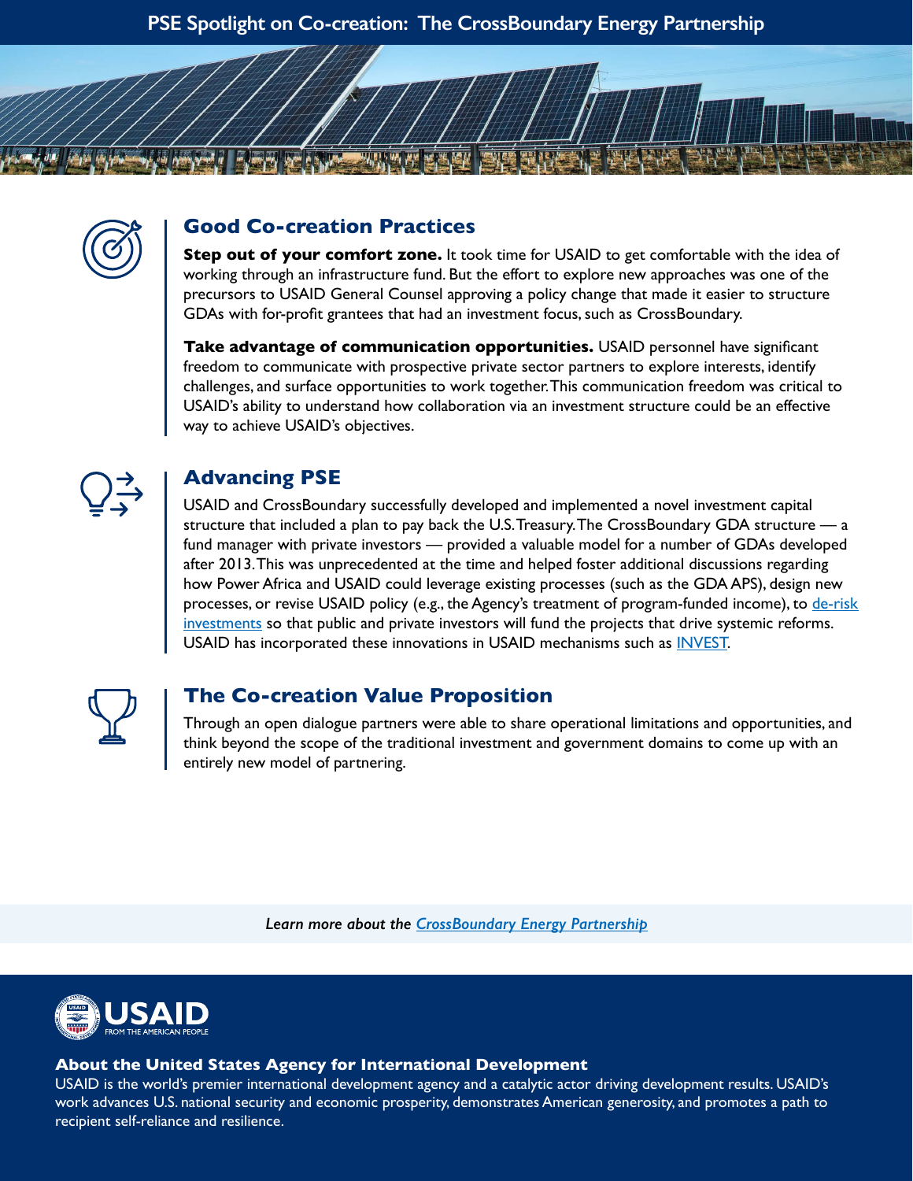# PSE Spotlight on Co-creation: The CrossBoundary Energy Partnership

## Good Co-creation Practices

**Step out of your comfort zone.** It took time for USAID to get comfortable with the idea of working through an infrastructure fund. But the effort to explore new approaches was one of the precursors to USAID General Counsel approving a policy change that made it easier to structure GDAs with for-profit grantees that had an investment focus, such as CrossBoundary.

**Take advantage of communication opportunities.** USAID personnel have significant freedom to communicate with prospective private sector partners to explore interests, identify challenges, and surface opportunities to work together. This communication freedom was critical to USAID's ability to understand how collaboration via an investment structure could be an effective way to achieve USAID's objectives.

## Advancing PSE

USAID and CrossBoundary successfully developed and implemented a novel investment capital structure that included a plan to pay back the U.S. Treasury. The CrossBoundary GDA structure — a fund manager with private investors — provided a valuable model for a number of GDAs developed after 2013. This was unprecedented at the time and helped foster additional discussions regarding how Power Africa and USAID could leverage existing processes (such as the GDA APS), design new processes, or revise USAID policy (e.g., the Agency's treatment of program-funded income), to de-risk investments so that public and private investors will fund the projects that drive systemic reforms. USAID has incorporated these innovations in USAID mechanisms such as INVEST.

## The Co-creation Value Proposition

Through an open dialogue partners were able to share operational limitations and opportunities, and think beyond the scope of the traditional investment and government domains to come up with an entirely new model of partnering.

*Learn more about the CrossBoundary Energy Partnership*

**About the United States Agency for International Development**

USAID is the world's premier international development agency and a catalytic actor driving development results. USAID's work advances U.S. national security and economic prosperity, demonstrates American generosity, and promotes a path to recipient self-reliance and resilience.